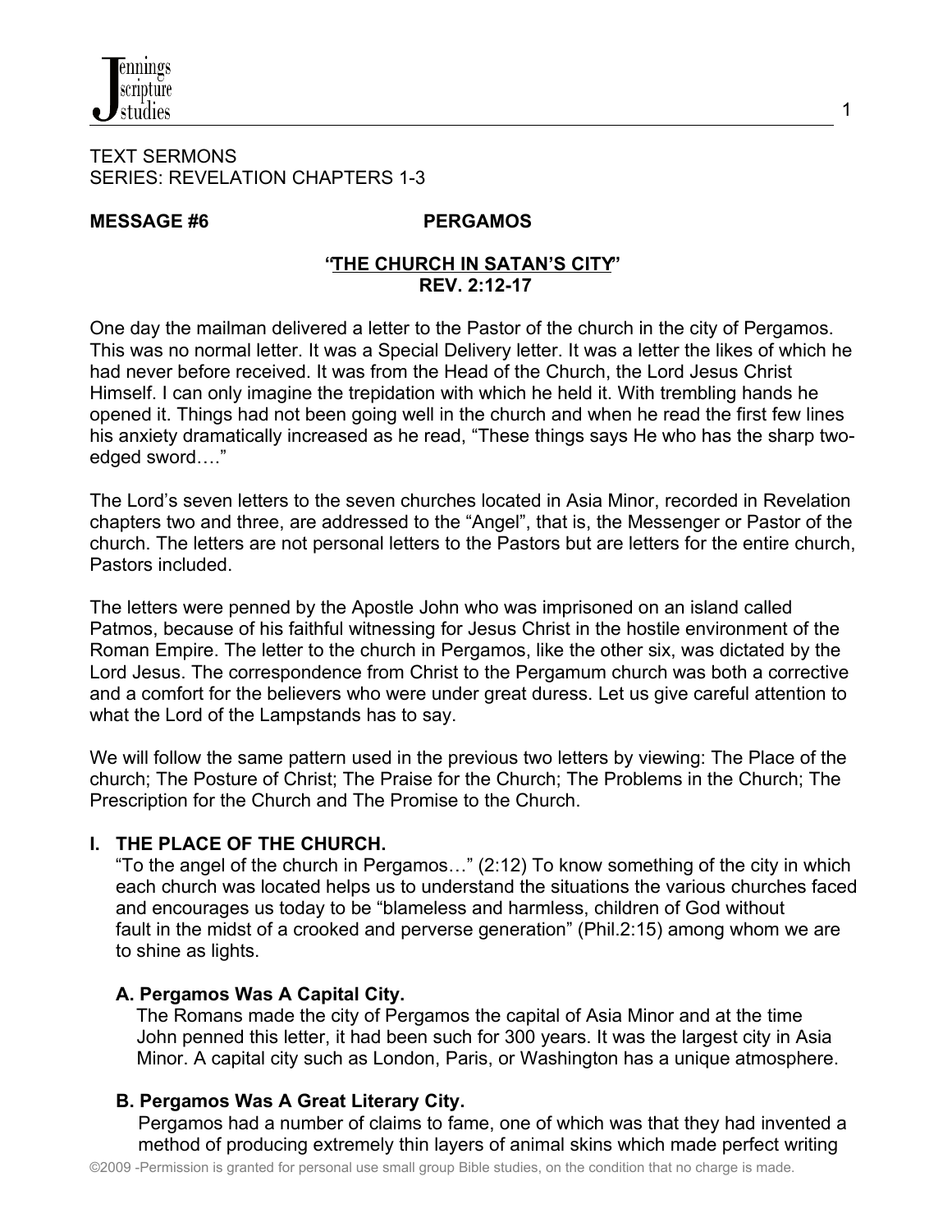TEXT SERMONS
SERIES: REVELATION CHAPTERS 1-3

**MESSAGE #6 PERGAMOS**

**"THE CHURCH IN SATAN'S CITY"**
**REV. 2:12-17**

One day the mailman delivered a letter to the Pastor of the church in the city of Pergamos. This was no normal letter. It was a Special Delivery letter. It was a letter the likes of which he had never before received. It was from the Head of the Church, the Lord Jesus Christ Himself. I can only imagine the trepidation with which he held it. With trembling hands he opened it. Things had not been going well in the church and when he read the first few lines his anxiety dramatically increased as he read, "These things says He who has the sharp two-edged sword…."

The Lord's seven letters to the seven churches located in Asia Minor, recorded in Revelation chapters two and three, are addressed to the "Angel", that is, the Messenger or Pastor of the church. The letters are not personal letters to the Pastors but are letters for the entire church, Pastors included.

The letters were penned by the Apostle John who was imprisoned on an island called Patmos, because of his faithful witnessing for Jesus Christ in the hostile environment of the Roman Empire. The letter to the church in Pergamos, like the other six, was dictated by the Lord Jesus. The correspondence from Christ to the Pergamum church was both a corrective and a comfort for the believers who were under great duress. Let us give careful attention to what the Lord of the Lampstands has to say.

We will follow the same pattern used in the previous two letters by viewing: The Place of the church; The Posture of Christ; The Praise for the Church; The Problems in the Church; The Prescription for the Church and The Promise to the Church.

## I. THE PLACE OF THE CHURCH.

"To the angel of the church in Pergamos…" (2:12) To know something of the city in which each church was located helps us to understand the situations the various churches faced and encourages us today to be "blameless and harmless, children of God without fault in the midst of a crooked and perverse generation" (Phil.2:15) among whom we are to shine as lights.

### A. Pergamos Was A Capital City.

The Romans made the city of Pergamos the capital of Asia Minor and at the time John penned this letter, it had been such for 300 years. It was the largest city in Asia Minor. A capital city such as London, Paris, or Washington has a unique atmosphere.

### B. Pergamos Was A Great Literary City.

Pergamos had a number of claims to fame, one of which was that they had invented a method of producing extremely thin layers of animal skins which made perfect writing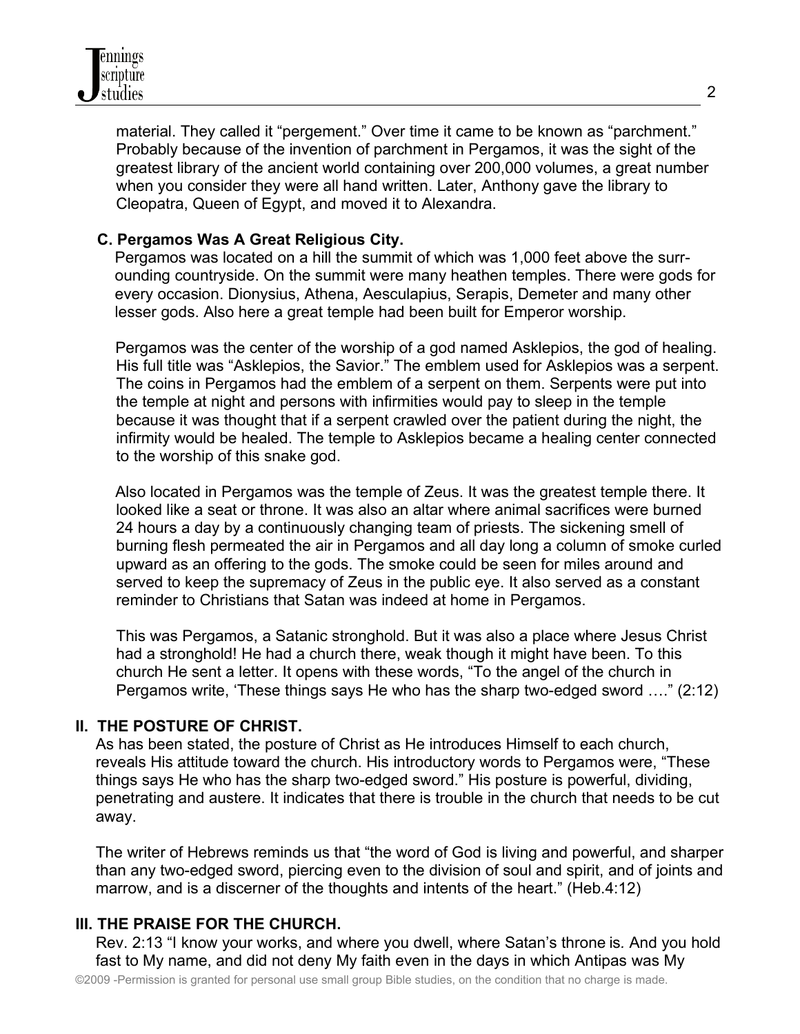material. They called it "pergement." Over time it came to be known as "parchment." Probably because of the invention of parchment in Pergamos, it was the sight of the greatest library of the ancient world containing over 200,000 volumes, a great number when you consider they were all hand written. Later, Anthony gave the library to Cleopatra, Queen of Egypt, and moved it to Alexandra.

### C. Pergamos Was A Great Religious City.

Pergamos was located on a hill the summit of which was 1,000 feet above the surrounding countryside. On the summit were many heathen temples. There were gods for every occasion. Dionysius, Athena, Aesculapius, Serapis, Demeter and many other lesser gods. Also here a great temple had been built for Emperor worship.

Pergamos was the center of the worship of a god named Asklepios, the god of healing. His full title was "Asklepios, the Savior." The emblem used for Asklepios was a serpent. The coins in Pergamos had the emblem of a serpent on them. Serpents were put into the temple at night and persons with infirmities would pay to sleep in the temple because it was thought that if a serpent crawled over the patient during the night, the infirmity would be healed. The temple to Asklepios became a healing center connected to the worship of this snake god.

Also located in Pergamos was the temple of Zeus. It was the greatest temple there. It looked like a seat or throne. It was also an altar where animal sacrifices were burned 24 hours a day by a continuously changing team of priests. The sickening smell of burning flesh permeated the air in Pergamos and all day long a column of smoke curled upward as an offering to the gods. The smoke could be seen for miles around and served to keep the supremacy of Zeus in the public eye. It also served as a constant reminder to Christians that Satan was indeed at home in Pergamos.

This was Pergamos, a Satanic stronghold. But it was also a place where Jesus Christ had a stronghold! He had a church there, weak though it might have been. To this church He sent a letter. It opens with these words, "To the angel of the church in Pergamos write, 'These things says He who has the sharp two-edged sword …." (2:12)

## II. THE POSTURE OF CHRIST.

As has been stated, the posture of Christ as He introduces Himself to each church, reveals His attitude toward the church. His introductory words to Pergamos were, "These things says He who has the sharp two-edged sword." His posture is powerful, dividing, penetrating and austere. It indicates that there is trouble in the church that needs to be cut away.

The writer of Hebrews reminds us that "the word of God is living and powerful, and sharper than any two-edged sword, piercing even to the division of soul and spirit, and of joints and marrow, and is a discerner of the thoughts and intents of the heart." (Heb.4:12)

## III. THE PRAISE FOR THE CHURCH.

Rev. 2:13 "I know your works, and where you dwell, where Satan's throne is. And you hold fast to My name, and did not deny My faith even in the days in which Antipas was My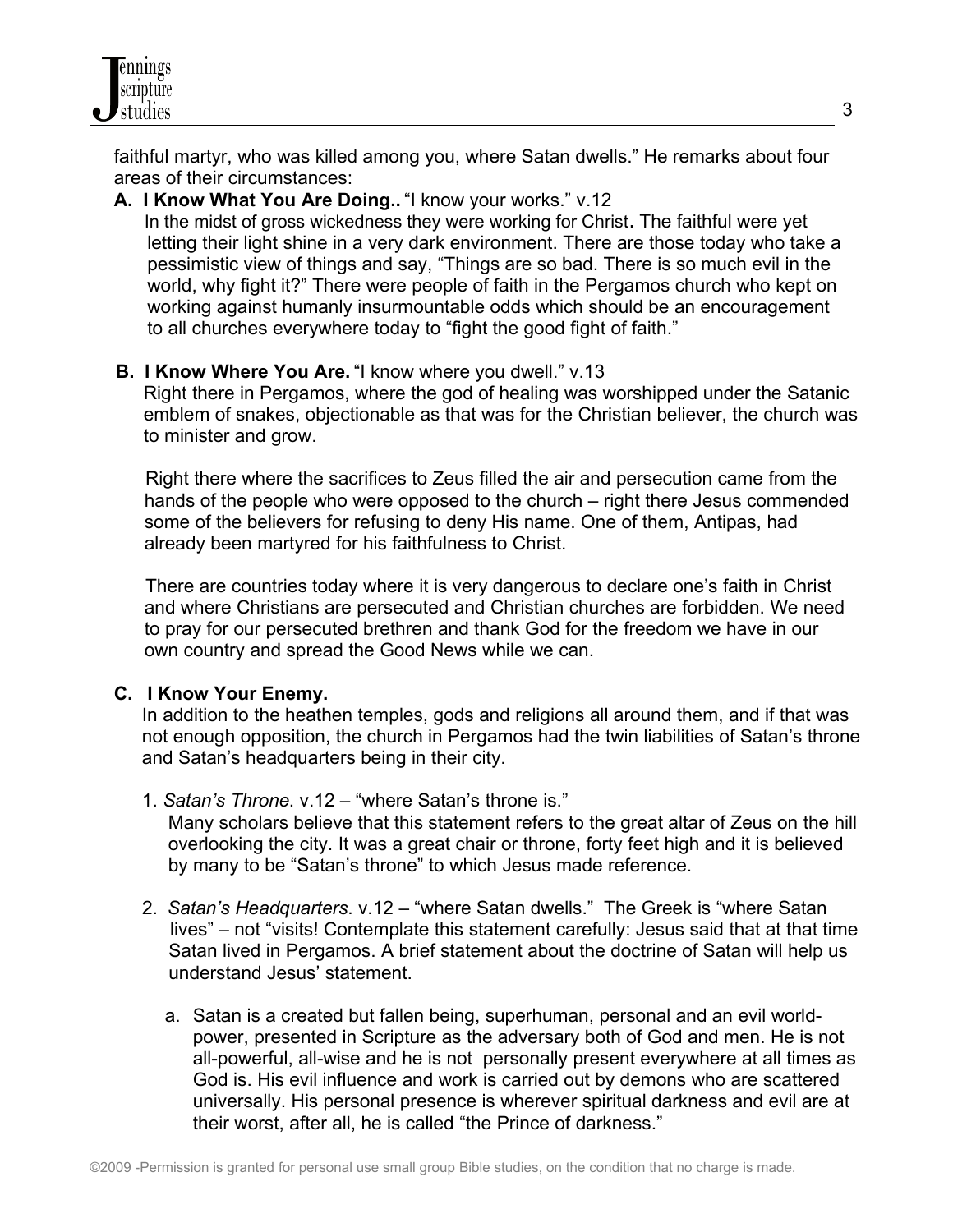faithful martyr, who was killed among you, where Satan dwells." He remarks about four areas of their circumstances:

**A. I Know What You Are Doing..** "I know your works." v.12

In the midst of gross wickedness they were working for Christ**.** The faithful were yet letting their light shine in a very dark environment. There are those today who take a pessimistic view of things and say, "Things are so bad. There is so much evil in the world, why fight it?" There were people of faith in the Pergamos church who kept on working against humanly insurmountable odds which should be an encouragement to all churches everywhere today to "fight the good fight of faith."

**B. I Know Where You Are.** "I know where you dwell." v.13

Right there in Pergamos, where the god of healing was worshipped under the Satanic emblem of snakes, objectionable as that was for the Christian believer, the church was to minister and grow.

Right there where the sacrifices to Zeus filled the air and persecution came from the hands of the people who were opposed to the church – right there Jesus commended some of the believers for refusing to deny His name. One of them, Antipas, had already been martyred for his faithfulness to Christ.

There are countries today where it is very dangerous to declare one's faith in Christ and where Christians are persecuted and Christian churches are forbidden. We need to pray for our persecuted brethren and thank God for the freedom we have in our own country and spread the Good News while we can.

**C. I Know Your Enemy.**

In addition to the heathen temples, gods and religions all around them, and if that was not enough opposition, the church in Pergamos had the twin liabilities of Satan's throne and Satan's headquarters being in their city.

1. *Satan's Throne*. v.12 – "where Satan's throne is."
   Many scholars believe that this statement refers to the great altar of Zeus on the hill overlooking the city. It was a great chair or throne, forty feet high and it is believed by many to be "Satan's throne" to which Jesus made reference.

2. *Satan's Headquarters*. v.12 – "where Satan dwells." The Greek is "where Satan lives" – not "visits! Contemplate this statement carefully: Jesus said that at that time Satan lived in Pergamos. A brief statement about the doctrine of Satan will help us understand Jesus' statement.

   a. Satan is a created but fallen being, superhuman, personal and an evil world-power, presented in Scripture as the adversary both of God and men. He is not all-powerful, all-wise and he is not personally present everywhere at all times as God is. His evil influence and work is carried out by demons who are scattered universally. His personal presence is wherever spiritual darkness and evil are at their worst, after all, he is called "the Prince of darkness."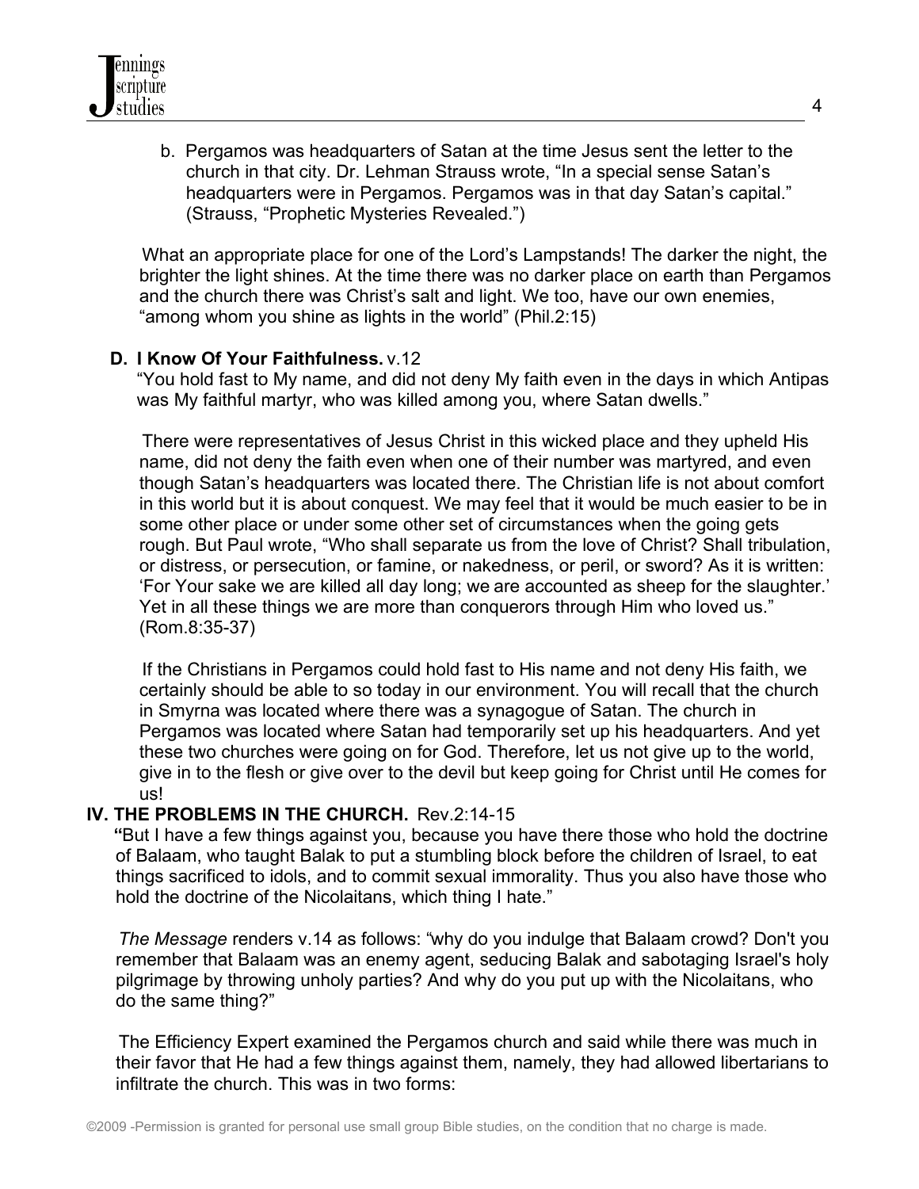b. Pergamos was headquarters of Satan at the time Jesus sent the letter to the church in that city. Dr. Lehman Strauss wrote, "In a special sense Satan's headquarters were in Pergamos. Pergamos was in that day Satan's capital." (Strauss, "Prophetic Mysteries Revealed.")

What an appropriate place for one of the Lord's Lampstands! The darker the night, the brighter the light shines. At the time there was no darker place on earth than Pergamos and the church there was Christ's salt and light. We too, have our own enemies, "among whom you shine as lights in the world" (Phil.2:15)

### D. I Know Of Your Faithfulness. v.12

"You hold fast to My name, and did not deny My faith even in the days in which Antipas was My faithful martyr, who was killed among you, where Satan dwells."

There were representatives of Jesus Christ in this wicked place and they upheld His name, did not deny the faith even when one of their number was martyred, and even though Satan's headquarters was located there. The Christian life is not about comfort in this world but it is about conquest. We may feel that it would be much easier to be in some other place or under some other set of circumstances when the going gets rough. But Paul wrote, "Who shall separate us from the love of Christ? Shall tribulation, or distress, or persecution, or famine, or nakedness, or peril, or sword? As it is written: 'For Your sake we are killed all day long; we are accounted as sheep for the slaughter.' Yet in all these things we are more than conquerors through Him who loved us." (Rom.8:35-37)

If the Christians in Pergamos could hold fast to His name and not deny His faith, we certainly should be able to so today in our environment. You will recall that the church in Smyrna was located where there was a synagogue of Satan. The church in Pergamos was located where Satan had temporarily set up his headquarters. And yet these two churches were going on for God. Therefore, let us not give up to the world, give in to the flesh or give over to the devil but keep going for Christ until He comes for us!

## IV. THE PROBLEMS IN THE CHURCH. Rev.2:14-15

"But I have a few things against you, because you have there those who hold the doctrine of Balaam, who taught Balak to put a stumbling block before the children of Israel, to eat things sacrificed to idols, and to commit sexual immorality. Thus you also have those who hold the doctrine of the Nicolaitans, which thing I hate."

*The Message* renders v.14 as follows: "why do you indulge that Balaam crowd? Don't you remember that Balaam was an enemy agent, seducing Balak and sabotaging Israel's holy pilgrimage by throwing unholy parties? And why do you put up with the Nicolaitans, who do the same thing?"

The Efficiency Expert examined the Pergamos church and said while there was much in their favor that He had a few things against them, namely, they had allowed libertarians to infiltrate the church. This was in two forms: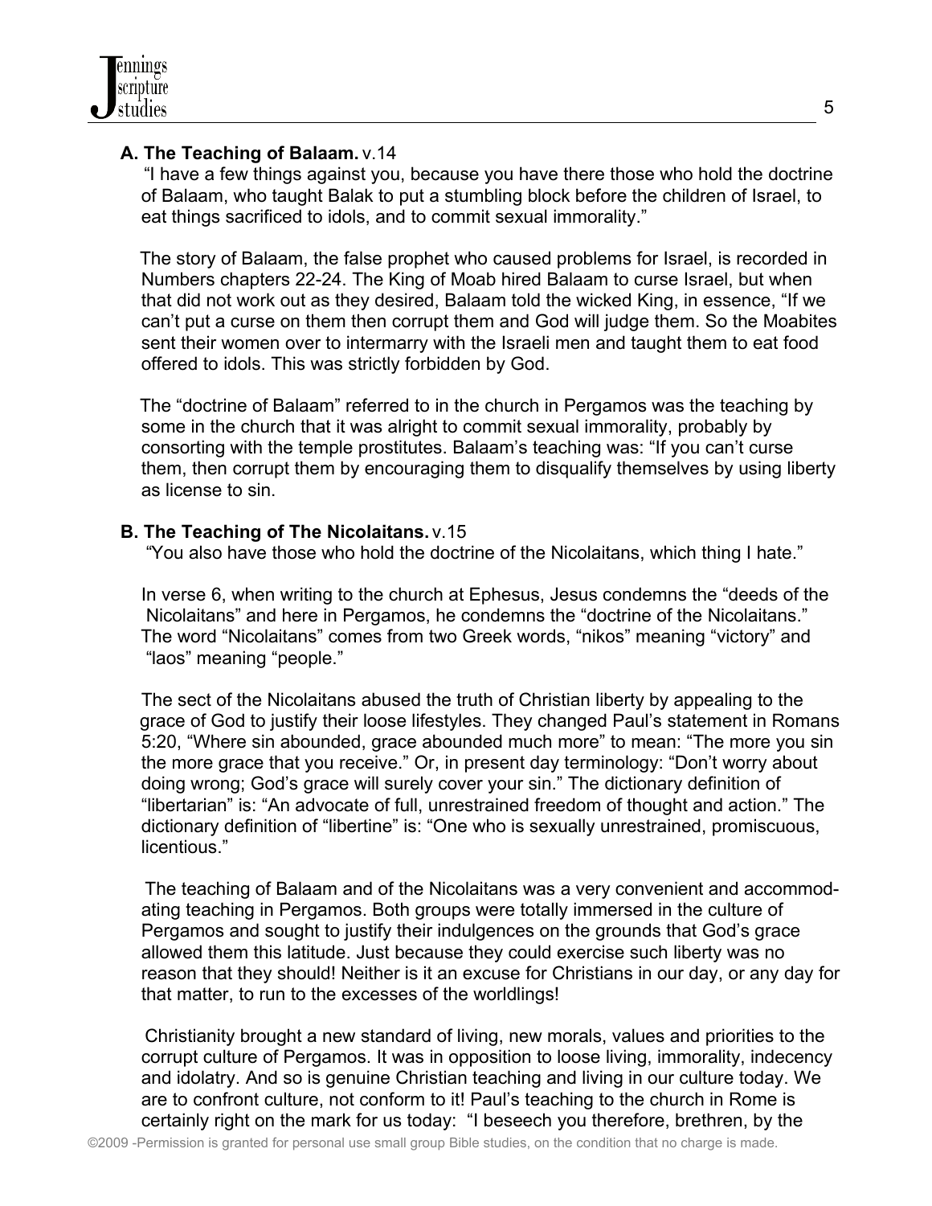**A. The Teaching of Balaam.** v.14

"I have a few things against you, because you have there those who hold the doctrine of Balaam, who taught Balak to put a stumbling block before the children of Israel, to eat things sacrificed to idols, and to commit sexual immorality."

The story of Balaam, the false prophet who caused problems for Israel, is recorded in Numbers chapters 22-24. The King of Moab hired Balaam to curse Israel, but when that did not work out as they desired, Balaam told the wicked King, in essence, "If we can't put a curse on them then corrupt them and God will judge them. So the Moabites sent their women over to intermarry with the Israeli men and taught them to eat food offered to idols. This was strictly forbidden by God.

The "doctrine of Balaam" referred to in the church in Pergamos was the teaching by some in the church that it was alright to commit sexual immorality, probably by consorting with the temple prostitutes. Balaam's teaching was: "If you can't curse them, then corrupt them by encouraging them to disqualify themselves by using liberty as license to sin.

**B. The Teaching of The Nicolaitans.** v.15

"You also have those who hold the doctrine of the Nicolaitans, which thing I hate."

In verse 6, when writing to the church at Ephesus, Jesus condemns the "deeds of the Nicolaitans" and here in Pergamos, he condemns the "doctrine of the Nicolaitans." The word "Nicolaitans" comes from two Greek words, "nikos" meaning "victory" and "laos" meaning "people."

The sect of the Nicolaitans abused the truth of Christian liberty by appealing to the grace of God to justify their loose lifestyles. They changed Paul's statement in Romans 5:20, "Where sin abounded, grace abounded much more" to mean: "The more you sin the more grace that you receive." Or, in present day terminology: "Don't worry about doing wrong; God's grace will surely cover your sin." The dictionary definition of "libertarian" is: "An advocate of full, unrestrained freedom of thought and action." The dictionary definition of "libertine" is: "One who is sexually unrestrained, promiscuous, licentious."

The teaching of Balaam and of the Nicolaitans was a very convenient and accommodating teaching in Pergamos. Both groups were totally immersed in the culture of Pergamos and sought to justify their indulgences on the grounds that God's grace allowed them this latitude. Just because they could exercise such liberty was no reason that they should! Neither is it an excuse for Christians in our day, or any day for that matter, to run to the excesses of the worldlings!

Christianity brought a new standard of living, new morals, values and priorities to the corrupt culture of Pergamos. It was in opposition to loose living, immorality, indecency and idolatry. And so is genuine Christian teaching and living in our culture today. We are to confront culture, not conform to it! Paul's teaching to the church in Rome is certainly right on the mark for us today: "I beseech you therefore, brethren, by the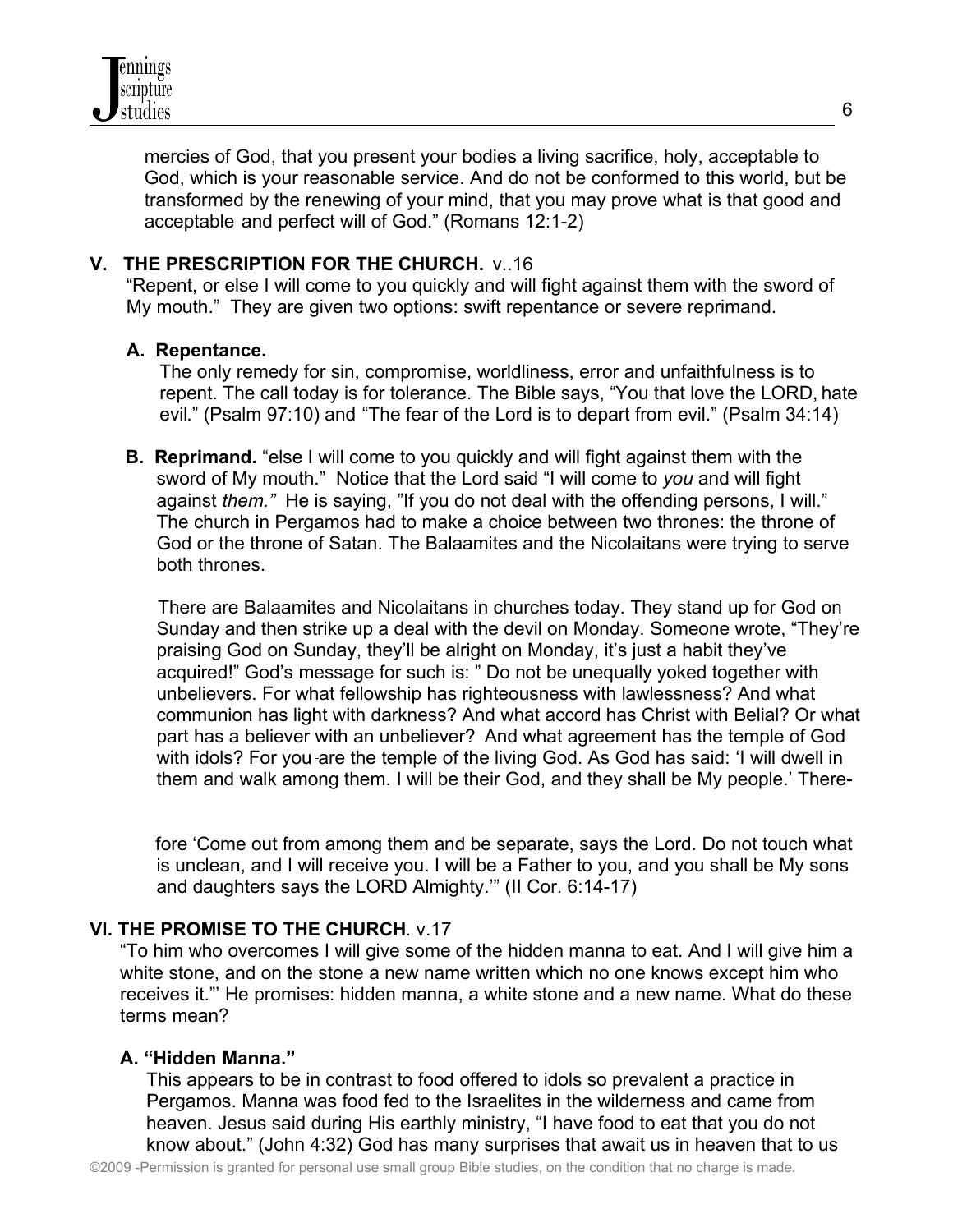mercies of God, that you present your bodies a living sacrifice, holy, acceptable to God, which is your reasonable service. And do not be conformed to this world, but be transformed by the renewing of your mind, that you may prove what is that good and acceptable and perfect will of God." (Romans 12:1-2)

## V. THE PRESCRIPTION FOR THE CHURCH. v..16

"Repent, or else I will come to you quickly and will fight against them with the sword of My mouth." They are given two options: swift repentance or severe reprimand.

### A. Repentance.

The only remedy for sin, compromise, worldliness, error and unfaithfulness is to repent. The call today is for tolerance. The Bible says, "You that love the LORD, hate evil." (Psalm 97:10) and "The fear of the Lord is to depart from evil." (Psalm 34:14)

**B. Reprimand.** "else I will come to you quickly and will fight against them with the sword of My mouth." Notice that the Lord said "I will come to *you* and will fight against *them."* He is saying, "If you do not deal with the offending persons, I will." The church in Pergamos had to make a choice between two thrones: the throne of God or the throne of Satan. The Balaamites and the Nicolaitans were trying to serve both thrones.

There are Balaamites and Nicolaitans in churches today. They stand up for God on Sunday and then strike up a deal with the devil on Monday. Someone wrote, "They're praising God on Sunday, they'll be alright on Monday, it's just a habit they've acquired!" God's message for such is: " Do not be unequally yoked together with unbelievers. For what fellowship has righteousness with lawlessness? And what communion has light with darkness? And what accord has Christ with Belial? Or what part has a believer with an unbeliever? And what agreement has the temple of God with idols? For you are the temple of the living God. As God has said: 'I will dwell in them and walk among them. I will be their God, and they shall be My people.' Therefore 'Come out from among them and be separate, says the Lord. Do not touch what is unclean, and I will receive you. I will be a Father to you, and you shall be My sons and daughters says the LORD Almighty.'" (II Cor. 6:14-17)

## VI. THE PROMISE TO THE CHURCH. v.17

"To him who overcomes I will give some of the hidden manna to eat. And I will give him a white stone, and on the stone a new name written which no one knows except him who receives it."' He promises: hidden manna, a white stone and a new name. What do these terms mean?

### A. "Hidden Manna."

This appears to be in contrast to food offered to idols so prevalent a practice in Pergamos. Manna was food fed to the Israelites in the wilderness and came from heaven. Jesus said during His earthly ministry, "I have food to eat that you do not know about." (John 4:32) God has many surprises that await us in heaven that to us

©2009 -Permission is granted for personal use small group Bible studies, on the condition that no charge is made.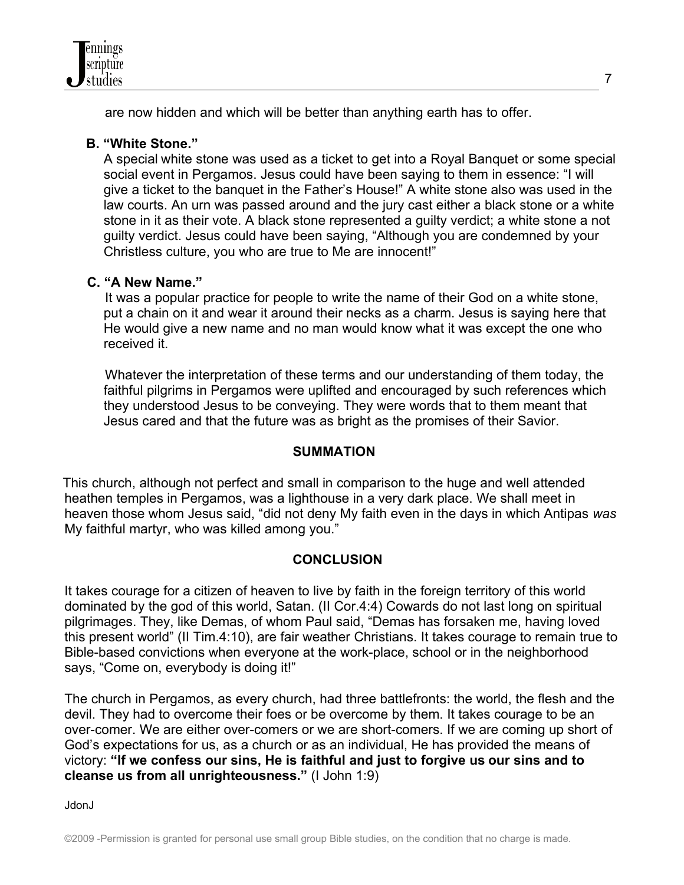are now hidden and which will be better than anything earth has to offer.

**B. "White Stone."**

A special white stone was used as a ticket to get into a Royal Banquet or some special social event in Pergamos. Jesus could have been saying to them in essence: "I will give a ticket to the banquet in the Father's House!" A white stone also was used in the law courts. An urn was passed around and the jury cast either a black stone or a white stone in it as their vote. A black stone represented a guilty verdict; a white stone a not guilty verdict. Jesus could have been saying, "Although you are condemned by your Christless culture, you who are true to Me are innocent!"

**C. "A New Name."**

It was a popular practice for people to write the name of their God on a white stone, put a chain on it and wear it around their necks as a charm. Jesus is saying here that He would give a new name and no man would know what it was except the one who received it.

Whatever the interpretation of these terms and our understanding of them today, the faithful pilgrims in Pergamos were uplifted and encouraged by such references which they understood Jesus to be conveying. They were words that to them meant that Jesus cared and that the future was as bright as the promises of their Savior.

## SUMMATION

This church, although not perfect and small in comparison to the huge and well attended heathen temples in Pergamos, was a lighthouse in a very dark place. We shall meet in heaven those whom Jesus said, "did not deny My faith even in the days in which Antipas *was* My faithful martyr, who was killed among you."

## CONCLUSION

It takes courage for a citizen of heaven to live by faith in the foreign territory of this world dominated by the god of this world, Satan. (II Cor.4:4) Cowards do not last long on spiritual pilgrimages. They, like Demas, of whom Paul said, "Demas has forsaken me, having loved this present world" (II Tim.4:10), are fair weather Christians. It takes courage to remain true to Bible-based convictions when everyone at the work-place, school or in the neighborhood says, "Come on, everybody is doing it!"

The church in Pergamos, as every church, had three battlefronts: the world, the flesh and the devil. They had to overcome their foes or be overcome by them. It takes courage to be an over-comer. We are either over-comers or we are short-comers. If we are coming up short of God's expectations for us, as a church or as an individual, He has provided the means of victory: **"If we confess our sins, He is faithful and just to forgive us our sins and to cleanse us from all unrighteousness."** (I John 1:9)

JdonJ

©2009 -Permission is granted for personal use small group Bible studies, on the condition that no charge is made.